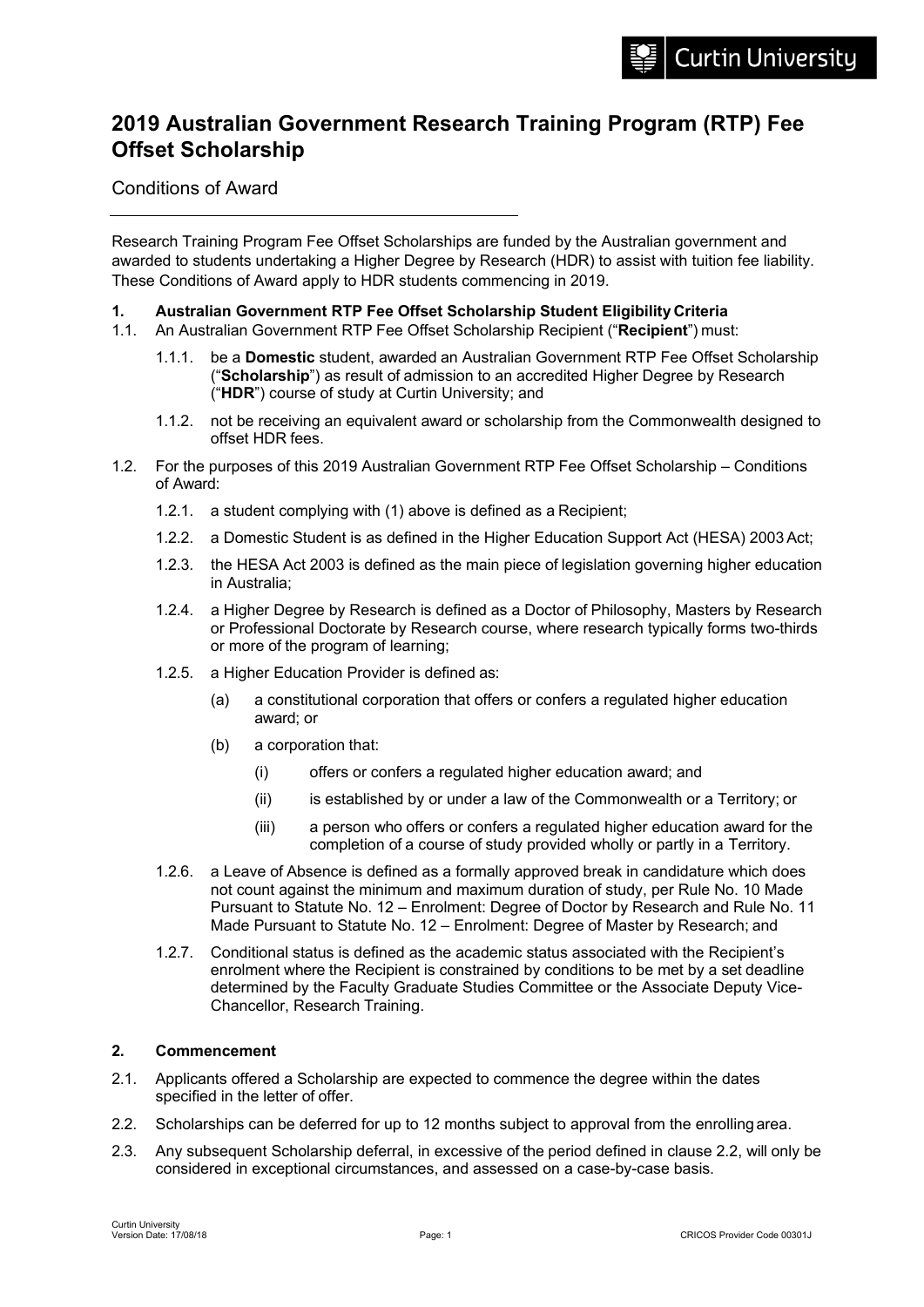# 2019 Australian Government Research Training Program (RTP) Fee Offset Scholarship

Conditions of Award

Research Training Program Fee Offset Scholarships are funded by the Australian government and awarded to students undertaking a Higher Degree by Research (HDR) to assist with tuition fee liability. These Conditions of Award apply to HDR students commencing in 2019.

**1. Australian Government RTP Fee Offset Scholarship Student Eligibility Criteria**

1.1. An Australian Government RTP Fee Offset Scholarship Recipient ("**Recipient**") must:

1.1.1. be a **Domestic** student, awarded an Australian Government RTP Fee Offset Scholarship ("**Scholarship**") as result of admission to an accredited Higher Degree by Research ("**HDR**") course of study at Curtin University; and

1.1.2. not be receiving an equivalent award or scholarship from the Commonwealth designed to offset HDR fees.

1.2. For the purposes of this 2019 Australian Government RTP Fee Offset Scholarship – Conditions of Award:

1.2.1. a student complying with (1) above is defined as a Recipient;

1.2.2. a Domestic Student is as defined in the Higher Education Support Act (HESA) 2003 Act;

1.2.3. the HESA Act 2003 is defined as the main piece of legislation governing higher education in Australia;

1.2.4. a Higher Degree by Research is defined as a Doctor of Philosophy, Masters by Research or Professional Doctorate by Research course, where research typically forms two-thirds or more of the program of learning;

1.2.5. a Higher Education Provider is defined as:

(a) a constitutional corporation that offers or confers a regulated higher education award; or

(b) a corporation that:

(i) offers or confers a regulated higher education award; and

(ii) is established by or under a law of the Commonwealth or a Territory; or

(iii) a person who offers or confers a regulated higher education award for the completion of a course of study provided wholly or partly in a Territory.

1.2.6. a Leave of Absence is defined as a formally approved break in candidature which does not count against the minimum and maximum duration of study, per Rule No. 10 Made Pursuant to Statute No. 12 – Enrolment: Degree of Doctor by Research and Rule No. 11 Made Pursuant to Statute No. 12 – Enrolment: Degree of Master by Research; and

1.2.7. Conditional status is defined as the academic status associated with the Recipient's enrolment where the Recipient is constrained by conditions to be met by a set deadline determined by the Faculty Graduate Studies Committee or the Associate Deputy Vice-Chancellor, Research Training.

**2. Commencement**

2.1. Applicants offered a Scholarship are expected to commence the degree within the dates specified in the letter of offer.

2.2. Scholarships can be deferred for up to 12 months subject to approval from the enrolling area.

2.3. Any subsequent Scholarship deferral, in excessive of the period defined in clause 2.2, will only be considered in exceptional circumstances, and assessed on a case-by-case basis.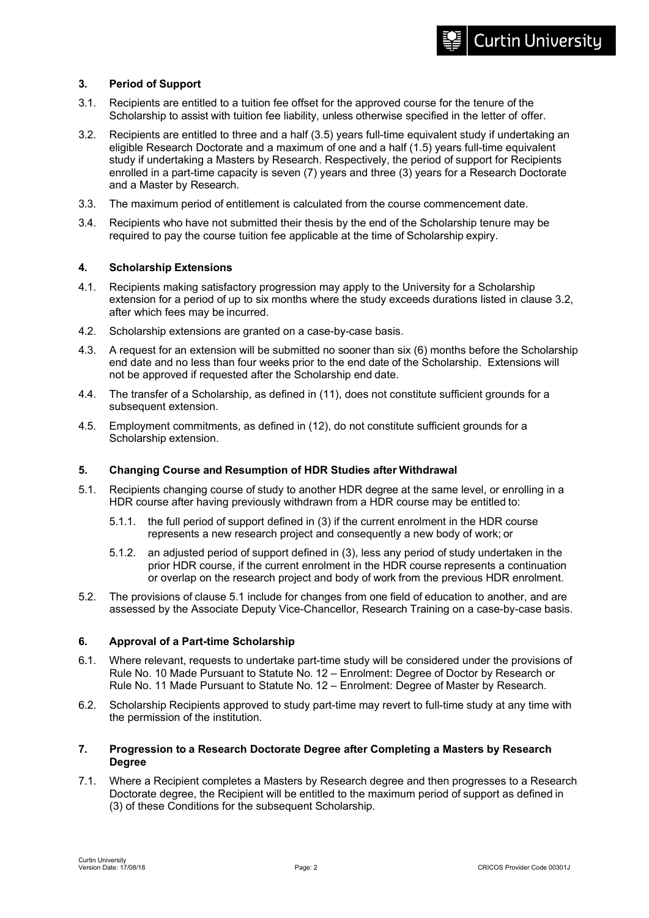## 3. Period of Support

3.1. Recipients are entitled to a tuition fee offset for the approved course for the tenure of the Scholarship to assist with tuition fee liability, unless otherwise specified in the letter of offer.

3.2. Recipients are entitled to three and a half (3.5) years full-time equivalent study if undertaking an eligible Research Doctorate and a maximum of one and a half (1.5) years full-time equivalent study if undertaking a Masters by Research. Respectively, the period of support for Recipients enrolled in a part-time capacity is seven (7) years and three (3) years for a Research Doctorate and a Master by Research.

3.3. The maximum period of entitlement is calculated from the course commencement date.

3.4. Recipients who have not submitted their thesis by the end of the Scholarship tenure may be required to pay the course tuition fee applicable at the time of Scholarship expiry.

## 4. Scholarship Extensions

4.1. Recipients making satisfactory progression may apply to the University for a Scholarship extension for a period of up to six months where the study exceeds durations listed in clause 3.2, after which fees may be incurred.

4.2. Scholarship extensions are granted on a case-by-case basis.

4.3. A request for an extension will be submitted no sooner than six (6) months before the Scholarship end date and no less than four weeks prior to the end date of the Scholarship. Extensions will not be approved if requested after the Scholarship end date.

4.4. The transfer of a Scholarship, as defined in (11), does not constitute sufficient grounds for a subsequent extension.

4.5. Employment commitments, as defined in (12), do not constitute sufficient grounds for a Scholarship extension.

## 5. Changing Course and Resumption of HDR Studies after Withdrawal

5.1. Recipients changing course of study to another HDR degree at the same level, or enrolling in a HDR course after having previously withdrawn from a HDR course may be entitled to:

5.1.1. the full period of support defined in (3) if the current enrolment in the HDR course represents a new research project and consequently a new body of work; or

5.1.2. an adjusted period of support defined in (3), less any period of study undertaken in the prior HDR course, if the current enrolment in the HDR course represents a continuation or overlap on the research project and body of work from the previous HDR enrolment.

5.2. The provisions of clause 5.1 include for changes from one field of education to another, and are assessed by the Associate Deputy Vice-Chancellor, Research Training on a case-by-case basis.

## 6. Approval of a Part-time Scholarship

6.1. Where relevant, requests to undertake part-time study will be considered under the provisions of Rule No. 10 Made Pursuant to Statute No. 12 – Enrolment: Degree of Doctor by Research or Rule No. 11 Made Pursuant to Statute No. 12 – Enrolment: Degree of Master by Research.

6.2. Scholarship Recipients approved to study part-time may revert to full-time study at any time with the permission of the institution.

## 7. Progression to a Research Doctorate Degree after Completing a Masters by Research Degree

7.1. Where a Recipient completes a Masters by Research degree and then progresses to a Research Doctorate degree, the Recipient will be entitled to the maximum period of support as defined in (3) of these Conditions for the subsequent Scholarship.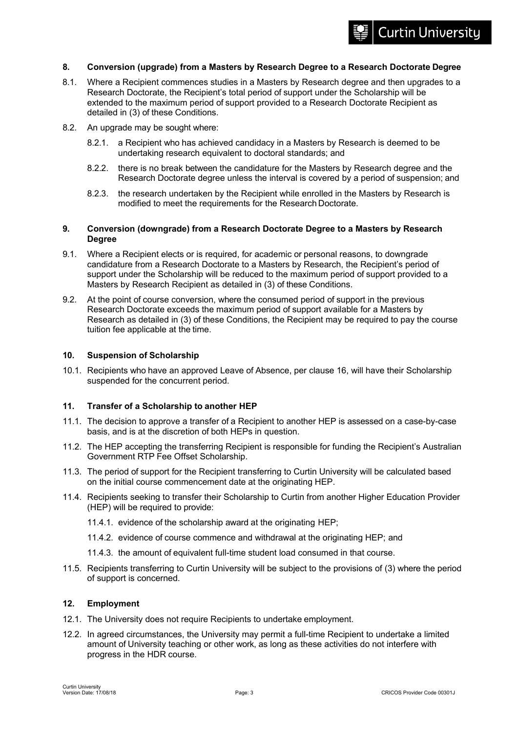## 8. Conversion (upgrade) from a Masters by Research Degree to a Research Doctorate Degree

8.1. Where a Recipient commences studies in a Masters by Research degree and then upgrades to a Research Doctorate, the Recipient's total period of support under the Scholarship will be extended to the maximum period of support provided to a Research Doctorate Recipient as detailed in (3) of these Conditions.

8.2. An upgrade may be sought where:

- 8.2.1. a Recipient who has achieved candidacy in a Masters by Research is deemed to be undertaking research equivalent to doctoral standards; and
- 8.2.2. there is no break between the candidature for the Masters by Research degree and the Research Doctorate degree unless the interval is covered by a period of suspension; and
- 8.2.3. the research undertaken by the Recipient while enrolled in the Masters by Research is modified to meet the requirements for the Research Doctorate.

## 9. Conversion (downgrade) from a Research Doctorate Degree to a Masters by Research Degree

9.1. Where a Recipient elects or is required, for academic or personal reasons, to downgrade candidature from a Research Doctorate to a Masters by Research, the Recipient's period of support under the Scholarship will be reduced to the maximum period of support provided to a Masters by Research Recipient as detailed in (3) of these Conditions.

9.2. At the point of course conversion, where the consumed period of support in the previous Research Doctorate exceeds the maximum period of support available for a Masters by Research as detailed in (3) of these Conditions, the Recipient may be required to pay the course tuition fee applicable at the time.

## 10. Suspension of Scholarship

10.1. Recipients who have an approved Leave of Absence, per clause 16, will have their Scholarship suspended for the concurrent period.

## 11. Transfer of a Scholarship to another HEP

11.1. The decision to approve a transfer of a Recipient to another HEP is assessed on a case-by-case basis, and is at the discretion of both HEPs in question.

11.2. The HEP accepting the transferring Recipient is responsible for funding the Recipient's Australian Government RTP Fee Offset Scholarship.

11.3. The period of support for the Recipient transferring to Curtin University will be calculated based on the initial course commencement date at the originating HEP.

11.4. Recipients seeking to transfer their Scholarship to Curtin from another Higher Education Provider (HEP) will be required to provide:

- 11.4.1. evidence of the scholarship award at the originating HEP;
- 11.4.2. evidence of course commence and withdrawal at the originating HEP; and
- 11.4.3. the amount of equivalent full-time student load consumed in that course.

11.5. Recipients transferring to Curtin University will be subject to the provisions of (3) where the period of support is concerned.

## 12. Employment

12.1. The University does not require Recipients to undertake employment.

12.2. In agreed circumstances, the University may permit a full-time Recipient to undertake a limited amount of University teaching or other work, as long as these activities do not interfere with progress in the HDR course.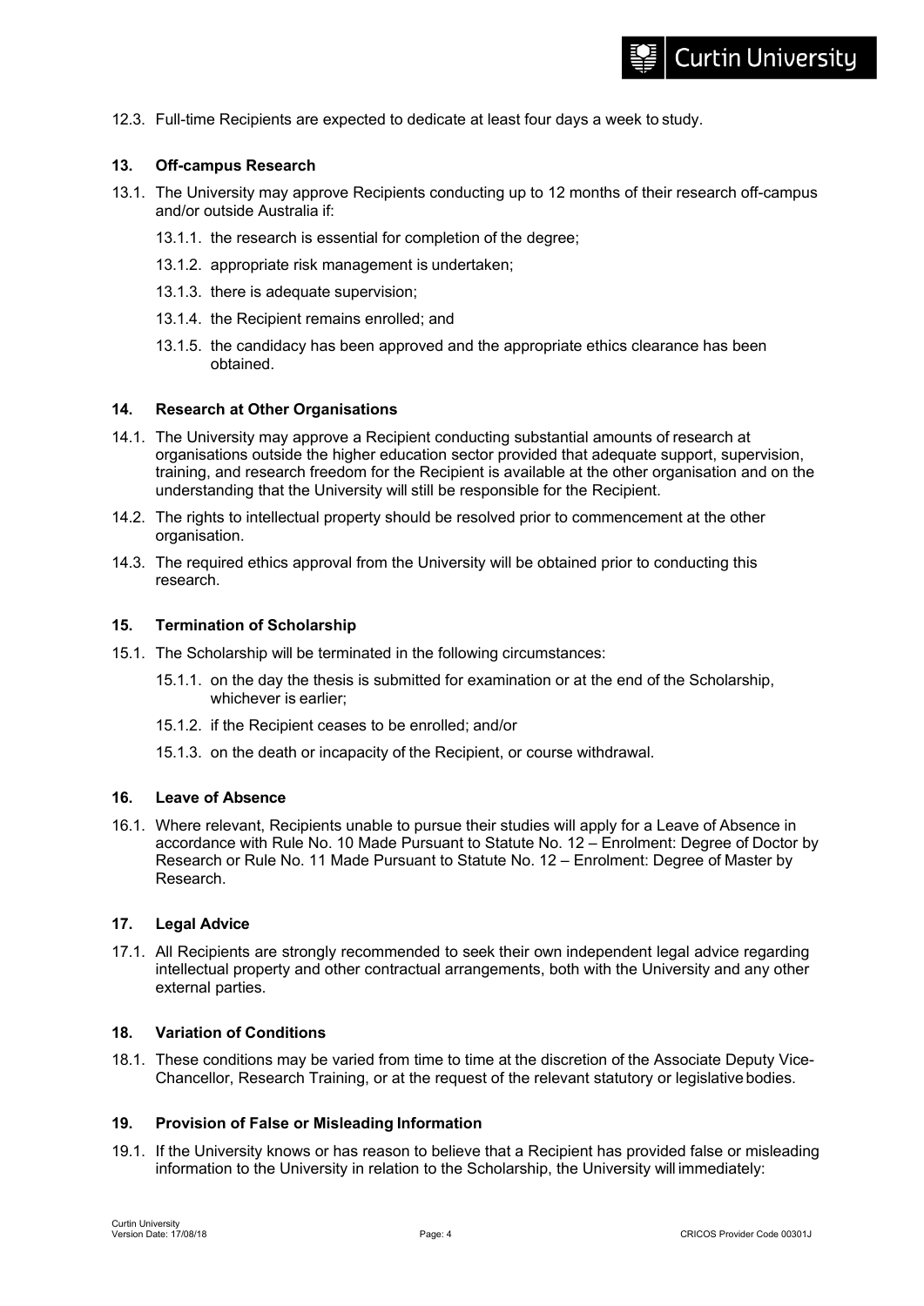12.3. Full-time Recipients are expected to dedicate at least four days a week to study.

### 13. Off-campus Research

13.1. The University may approve Recipients conducting up to 12 months of their research off-campus and/or outside Australia if:

- 13.1.1. the research is essential for completion of the degree;
- 13.1.2. appropriate risk management is undertaken;
- 13.1.3. there is adequate supervision;
- 13.1.4. the Recipient remains enrolled; and
- 13.1.5. the candidacy has been approved and the appropriate ethics clearance has been obtained.

### 14. Research at Other Organisations

14.1. The University may approve a Recipient conducting substantial amounts of research at organisations outside the higher education sector provided that adequate support, supervision, training, and research freedom for the Recipient is available at the other organisation and on the understanding that the University will still be responsible for the Recipient.

14.2. The rights to intellectual property should be resolved prior to commencement at the other organisation.

14.3. The required ethics approval from the University will be obtained prior to conducting this research.

### 15. Termination of Scholarship

15.1. The Scholarship will be terminated in the following circumstances:

- 15.1.1. on the day the thesis is submitted for examination or at the end of the Scholarship, whichever is earlier;
- 15.1.2. if the Recipient ceases to be enrolled; and/or
- 15.1.3. on the death or incapacity of the Recipient, or course withdrawal.

### 16. Leave of Absence

16.1. Where relevant, Recipients unable to pursue their studies will apply for a Leave of Absence in accordance with Rule No. 10 Made Pursuant to Statute No. 12 – Enrolment: Degree of Doctor by Research or Rule No. 11 Made Pursuant to Statute No. 12 – Enrolment: Degree of Master by Research.

### 17. Legal Advice

17.1. All Recipients are strongly recommended to seek their own independent legal advice regarding intellectual property and other contractual arrangements, both with the University and any other external parties.

### 18. Variation of Conditions

18.1. These conditions may be varied from time to time at the discretion of the Associate Deputy Vice-Chancellor, Research Training, or at the request of the relevant statutory or legislative bodies.

### 19. Provision of False or Misleading Information

19.1. If the University knows or has reason to believe that a Recipient has provided false or misleading information to the University in relation to the Scholarship, the University will immediately: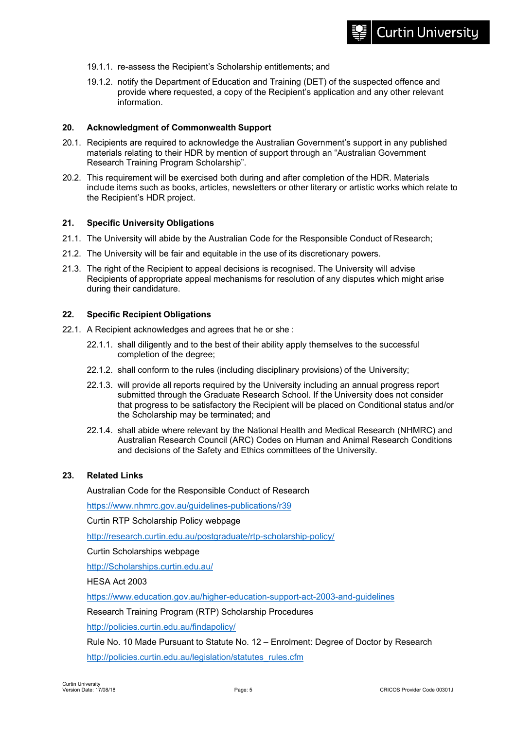19.1.1. re-assess the Recipient's Scholarship entitlements; and

19.1.2. notify the Department of Education and Training (DET) of the suspected offence and provide where requested, a copy of the Recipient's application and any other relevant information.

### 20. Acknowledgment of Commonwealth Support

20.1. Recipients are required to acknowledge the Australian Government's support in any published materials relating to their HDR by mention of support through an "Australian Government Research Training Program Scholarship".

20.2. This requirement will be exercised both during and after completion of the HDR. Materials include items such as books, articles, newsletters or other literary or artistic works which relate to the Recipient's HDR project.

### 21. Specific University Obligations

21.1. The University will abide by the Australian Code for the Responsible Conduct of Research;

21.2. The University will be fair and equitable in the use of its discretionary powers.

21.3. The right of the Recipient to appeal decisions is recognised. The University will advise Recipients of appropriate appeal mechanisms for resolution of any disputes which might arise during their candidature.

### 22. Specific Recipient Obligations

22.1. A Recipient acknowledges and agrees that he or she :

22.1.1. shall diligently and to the best of their ability apply themselves to the successful completion of the degree;

22.1.2. shall conform to the rules (including disciplinary provisions) of the University;

22.1.3. will provide all reports required by the University including an annual progress report submitted through the Graduate Research School. If the University does not consider that progress to be satisfactory the Recipient will be placed on Conditional status and/or the Scholarship may be terminated; and

22.1.4. shall abide where relevant by the National Health and Medical Research (NHMRC) and Australian Research Council (ARC) Codes on Human and Animal Research Conditions and decisions of the Safety and Ethics committees of the University.

### 23. Related Links

Australian Code for the Responsible Conduct of Research

https://www.nhmrc.gov.au/guidelines-publications/r39

Curtin RTP Scholarship Policy webpage

http://research.curtin.edu.au/postgraduate/rtp-scholarship-policy/

Curtin Scholarships webpage

http://Scholarships.curtin.edu.au/

HESA Act 2003

https://www.education.gov.au/higher-education-support-act-2003-and-guidelines

Research Training Program (RTP) Scholarship Procedures

http://policies.curtin.edu.au/findapolicy/

Rule No. 10 Made Pursuant to Statute No. 12 – Enrolment: Degree of Doctor by Research

http://policies.curtin.edu.au/legislation/statutes_rules.cfm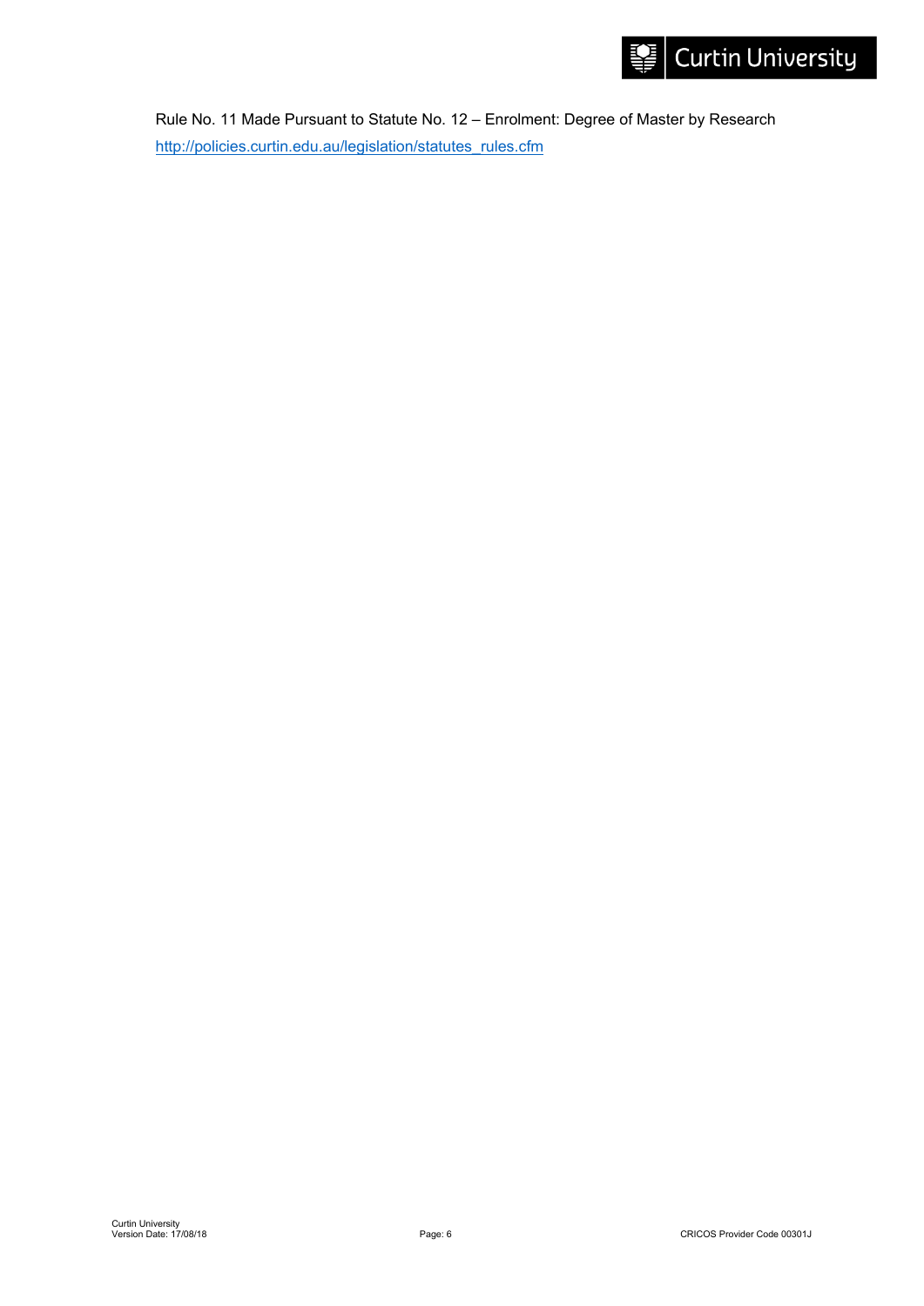Rule No. 11 Made Pursuant to Statute No. 12 – Enrolment: Degree of Master by Research
http://policies.curtin.edu.au/legislation/statutes_rules.cfm